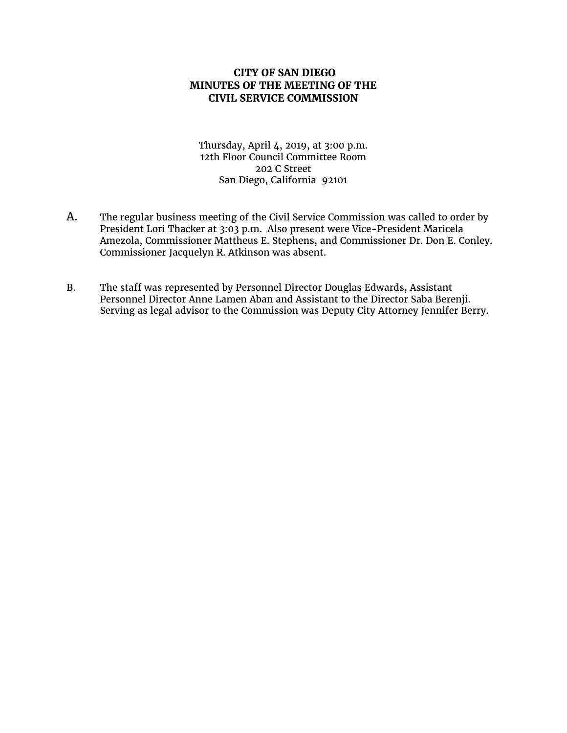# CITY OF SAN DIEGO
# MINUTES OF THE MEETING OF THE
# CIVIL SERVICE COMMISSION

Thursday, April 4, 2019, at 3:00 p.m.
12th Floor Council Committee Room
202 C Street
San Diego, California 92101

A. The regular business meeting of the Civil Service Commission was called to order by President Lori Thacker at 3:03 p.m. Also present were Vice-President Maricela Amezola, Commissioner Mattheus E. Stephens, and Commissioner Dr. Don E. Conley. Commissioner Jacquelyn R. Atkinson was absent.

B. The staff was represented by Personnel Director Douglas Edwards, Assistant Personnel Director Anne Lamen Aban and Assistant to the Director Saba Berenji. Serving as legal advisor to the Commission was Deputy City Attorney Jennifer Berry.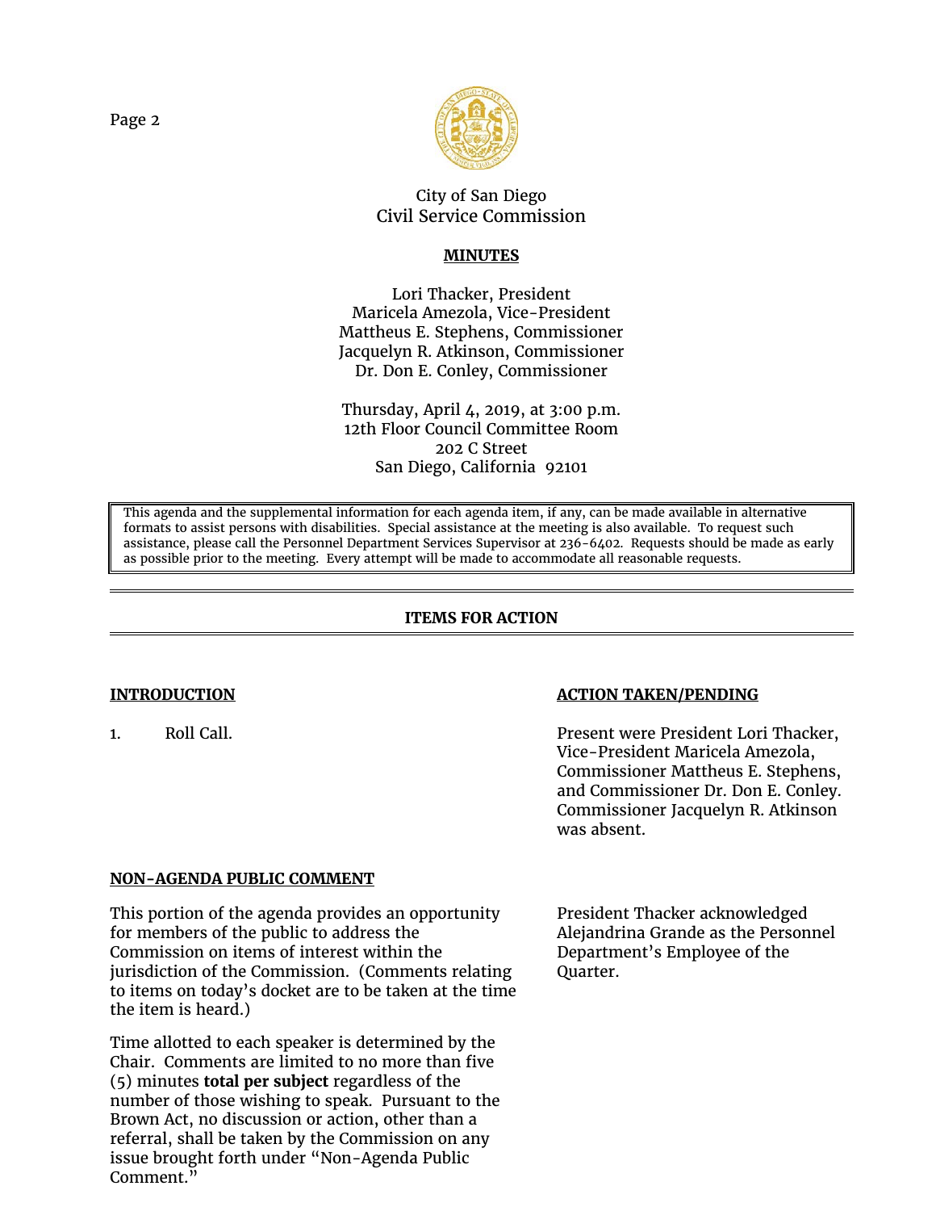City of San Diego
Civil Service Commission

**MINUTES**

Lori Thacker, President
Maricela Amezola, Vice-President
Mattheus E. Stephens, Commissioner
Jacquelyn R. Atkinson, Commissioner
Dr. Don E. Conley, Commissioner

Thursday, April 4, 2019, at 3:00 p.m.
12th Floor Council Committee Room
202 C Street
San Diego, California 92101

> This agenda and the supplemental information for each agenda item, if any, can be made available in alternative formats to assist persons with disabilities. Special assistance at the meeting is also available. To request such assistance, please call the Personnel Department Services Supervisor at 236-6402. Requests should be made as early as possible prior to the meeting. Every attempt will be made to accommodate all reasonable requests.

## ITEMS FOR ACTION

| INTRODUCTION | ACTION TAKEN/PENDING |
|---|---|
| 1. Roll Call. | Present were President Lori Thacker, Vice-President Maricela Amezola, Commissioner Mattheus E. Stephens, and Commissioner Dr. Don E. Conley. Commissioner Jacquelyn R. Atkinson was absent. |

**NON-AGENDA PUBLIC COMMENT**

This portion of the agenda provides an opportunity for members of the public to address the Commission on items of interest within the jurisdiction of the Commission. (Comments relating to items on today's docket are to be taken at the time the item is heard.)

Time allotted to each speaker is determined by the Chair. Comments are limited to no more than five (5) minutes **total per subject** regardless of the number of those wishing to speak. Pursuant to the Brown Act, no discussion or action, other than a referral, shall be taken by the Commission on any issue brought forth under "Non-Agenda Public Comment."

President Thacker acknowledged Alejandrina Grande as the Personnel Department's Employee of the Quarter.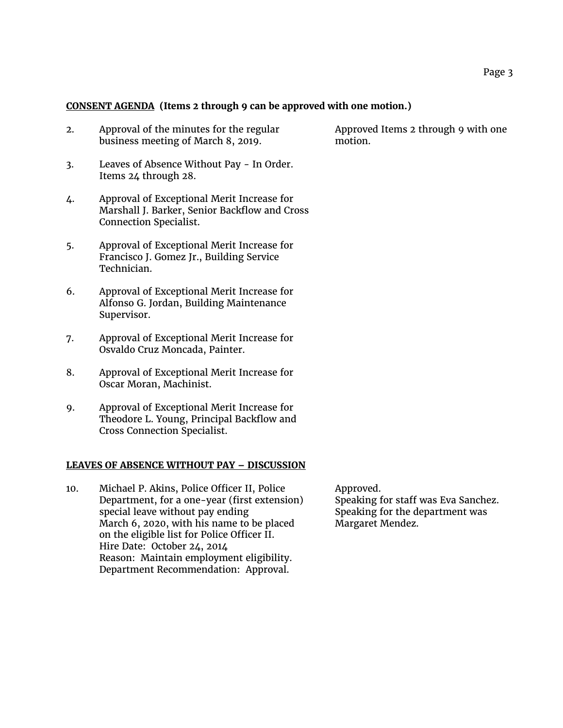**<u>CONSENT AGENDA</u> (Items 2 through 9 can be approved with one motion.)**

| | | |
|---|---|---|
| 2. | Approval of the minutes for the regular business meeting of March 8, 2019. | Approved Items 2 through 9 with one motion. |
| 3. | Leaves of Absence Without Pay - In Order. Items 24 through 28. | |
| 4. | Approval of Exceptional Merit Increase for Marshall J. Barker, Senior Backflow and Cross Connection Specialist. | |
| 5. | Approval of Exceptional Merit Increase for Francisco J. Gomez Jr., Building Service Technician. | |
| 6. | Approval of Exceptional Merit Increase for Alfonso G. Jordan, Building Maintenance Supervisor. | |
| 7. | Approval of Exceptional Merit Increase for Osvaldo Cruz Moncada, Painter. | |
| 8. | Approval of Exceptional Merit Increase for Oscar Moran, Machinist. | |
| 9. | Approval of Exceptional Merit Increase for Theodore L. Young, Principal Backflow and Cross Connection Specialist. | |

**<u>LEAVES OF ABSENCE WITHOUT PAY – DISCUSSION</u>**

| | | |
|---|---|---|
| 10. | Michael P. Akins, Police Officer II, Police Department, for a one-year (first extension) special leave without pay ending March 6, 2020, with his name to be placed on the eligible list for Police Officer II.<br>Hire Date: October 24, 2014<br>Reason: Maintain employment eligibility.<br>Department Recommendation: Approval. | Approved.<br>Speaking for staff was Eva Sanchez.<br>Speaking for the department was Margaret Mendez. |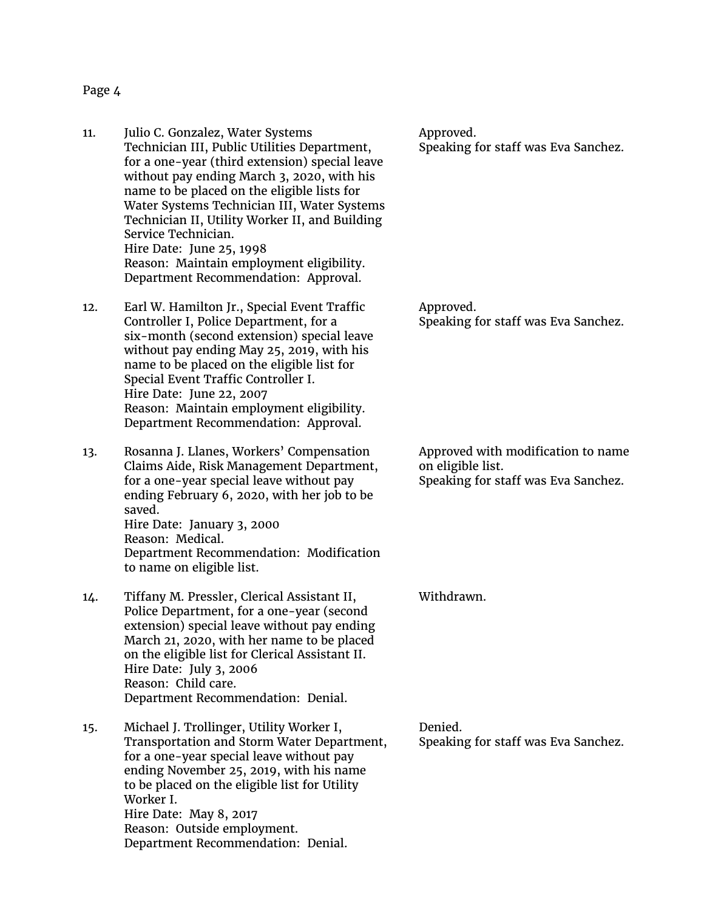11. Julio C. Gonzalez, Water Systems Technician III, Public Utilities Department, for a one-year (third extension) special leave without pay ending March 3, 2020, with his name to be placed on the eligible lists for Water Systems Technician III, Water Systems Technician II, Utility Worker II, and Building Service Technician.
    Hire Date: June 25, 1998
    Reason: Maintain employment eligibility.
    Department Recommendation: Approval.

    Approved.
    Speaking for staff was Eva Sanchez.

12. Earl W. Hamilton Jr., Special Event Traffic Controller I, Police Department, for a six-month (second extension) special leave without pay ending May 25, 2019, with his name to be placed on the eligible list for Special Event Traffic Controller I.
    Hire Date: June 22, 2007
    Reason: Maintain employment eligibility.
    Department Recommendation: Approval.

    Approved.
    Speaking for staff was Eva Sanchez.

13. Rosanna J. Llanes, Workers' Compensation Claims Aide, Risk Management Department, for a one-year special leave without pay ending February 6, 2020, with her job to be saved.
    Hire Date: January 3, 2000
    Reason: Medical.
    Department Recommendation: Modification to name on eligible list.

    Approved with modification to name on eligible list.
    Speaking for staff was Eva Sanchez.

14. Tiffany M. Pressler, Clerical Assistant II, Police Department, for a one-year (second extension) special leave without pay ending March 21, 2020, with her name to be placed on the eligible list for Clerical Assistant II.
    Hire Date: July 3, 2006
    Reason: Child care.
    Department Recommendation: Denial.

    Withdrawn.

15. Michael J. Trollinger, Utility Worker I, Transportation and Storm Water Department, for a one-year special leave without pay ending November 25, 2019, with his name to be placed on the eligible list for Utility Worker I.
    Hire Date: May 8, 2017
    Reason: Outside employment.
    Department Recommendation: Denial.

    Denied.
    Speaking for staff was Eva Sanchez.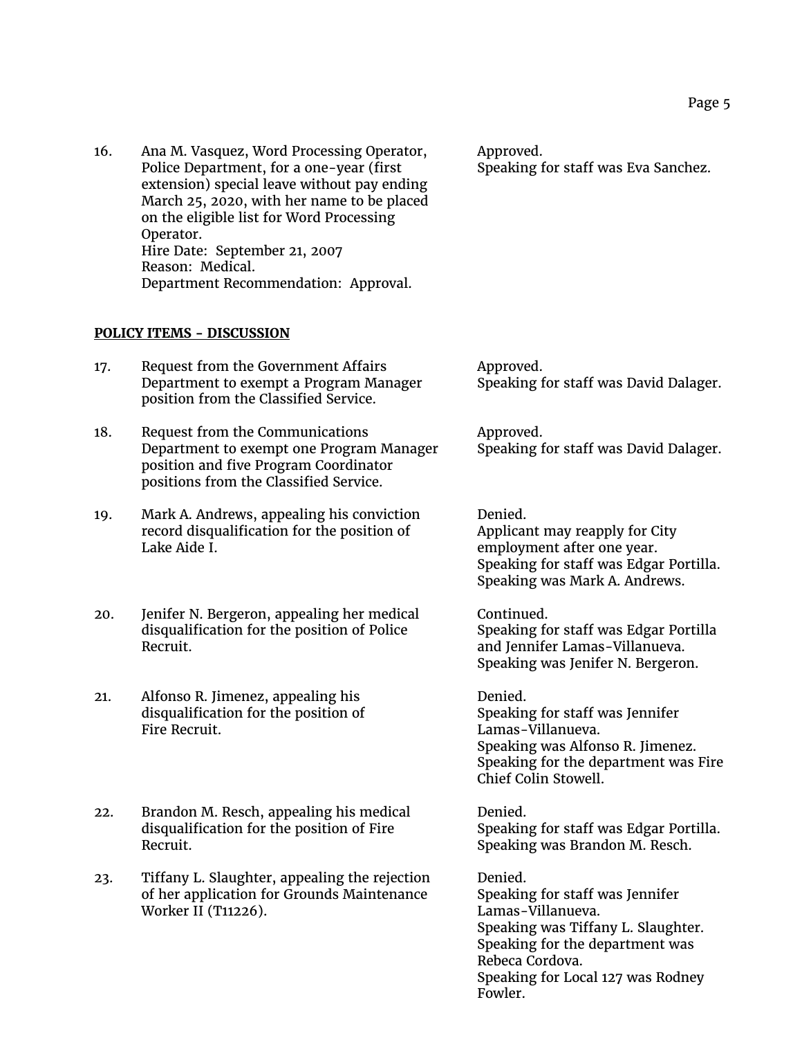16. Ana M. Vasquez, Word Processing Operator, Police Department, for a one-year (first extension) special leave without pay ending March 25, 2020, with her name to be placed on the eligible list for Word Processing Operator.
    Hire Date: September 21, 2007
    Reason: Medical.
    Department Recommendation: Approval.

    Approved.
    Speaking for staff was Eva Sanchez.

**POLICY ITEMS - DISCUSSION**

17. Request from the Government Affairs Department to exempt a Program Manager position from the Classified Service.

    Approved.
    Speaking for staff was David Dalager.

18. Request from the Communications Department to exempt one Program Manager position and five Program Coordinator positions from the Classified Service.

    Approved.
    Speaking for staff was David Dalager.

19. Mark A. Andrews, appealing his conviction record disqualification for the position of Lake Aide I.

    Denied.
    Applicant may reapply for City employment after one year.
    Speaking for staff was Edgar Portilla.
    Speaking was Mark A. Andrews.

20. Jenifer N. Bergeron, appealing her medical disqualification for the position of Police Recruit.

    Continued.
    Speaking for staff was Edgar Portilla and Jennifer Lamas-Villanueva.
    Speaking was Jenifer N. Bergeron.

21. Alfonso R. Jimenez, appealing his disqualification for the position of Fire Recruit.

    Denied.
    Speaking for staff was Jennifer Lamas-Villanueva.
    Speaking was Alfonso R. Jimenez.
    Speaking for the department was Fire Chief Colin Stowell.

22. Brandon M. Resch, appealing his medical disqualification for the position of Fire Recruit.

    Denied.
    Speaking for staff was Edgar Portilla.
    Speaking was Brandon M. Resch.

23. Tiffany L. Slaughter, appealing the rejection of her application for Grounds Maintenance Worker II (T11226).

    Denied.
    Speaking for staff was Jennifer Lamas-Villanueva.
    Speaking was Tiffany L. Slaughter.
    Speaking for the department was Rebeca Cordova.
    Speaking for Local 127 was Rodney Fowler.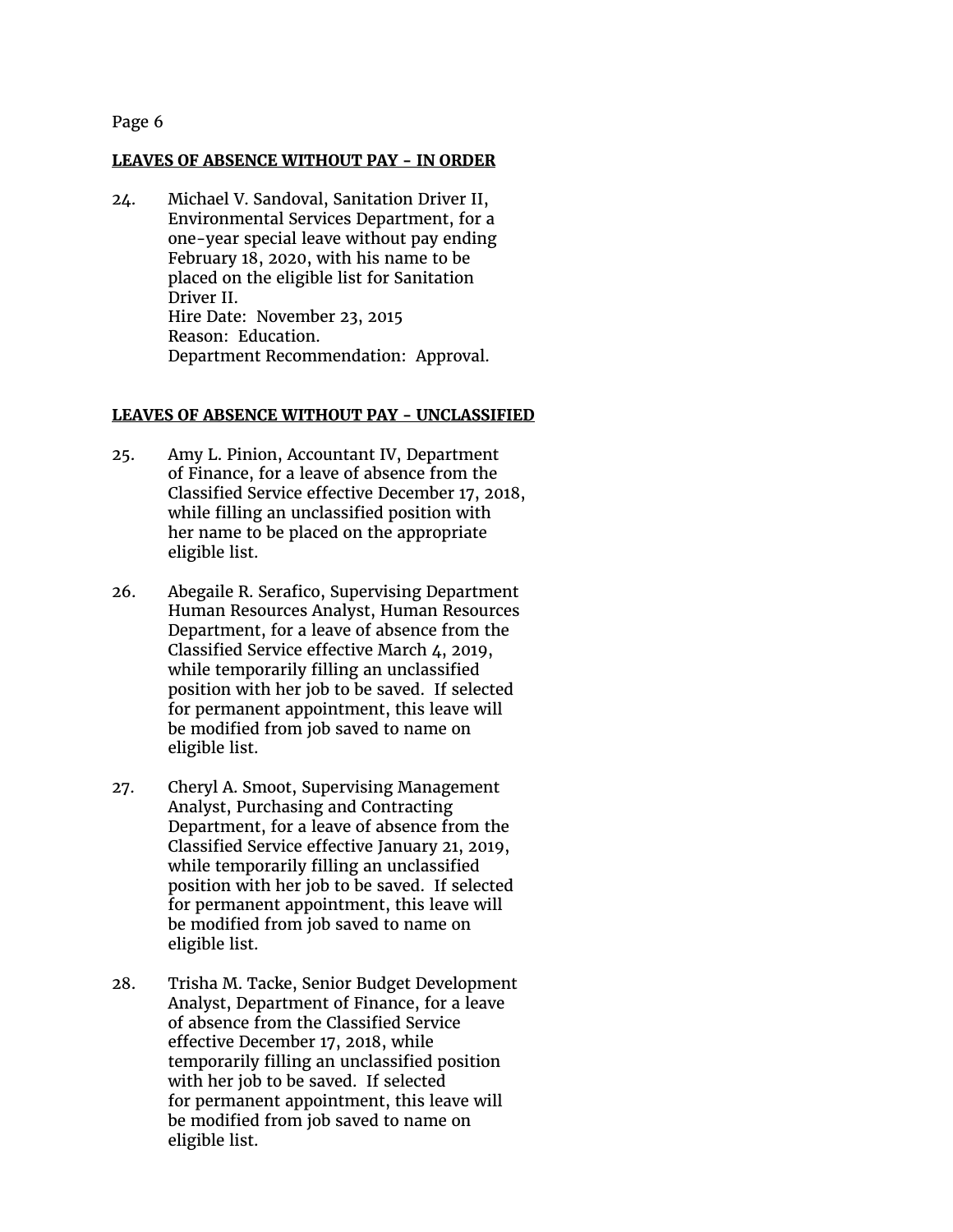**LEAVES OF ABSENCE WITHOUT PAY - IN ORDER**

24. Michael V. Sandoval, Sanitation Driver II, Environmental Services Department, for a one-year special leave without pay ending February 18, 2020, with his name to be placed on the eligible list for Sanitation Driver II.
    Hire Date: November 23, 2015
    Reason: Education.
    Department Recommendation: Approval.

**LEAVES OF ABSENCE WITHOUT PAY - UNCLASSIFIED**

25. Amy L. Pinion, Accountant IV, Department of Finance, for a leave of absence from the Classified Service effective December 17, 2018, while filling an unclassified position with her name to be placed on the appropriate eligible list.

26. Abegaile R. Serafico, Supervising Department Human Resources Analyst, Human Resources Department, for a leave of absence from the Classified Service effective March 4, 2019, while temporarily filling an unclassified position with her job to be saved. If selected for permanent appointment, this leave will be modified from job saved to name on eligible list.

27. Cheryl A. Smoot, Supervising Management Analyst, Purchasing and Contracting Department, for a leave of absence from the Classified Service effective January 21, 2019, while temporarily filling an unclassified position with her job to be saved. If selected for permanent appointment, this leave will be modified from job saved to name on eligible list.

28. Trisha M. Tacke, Senior Budget Development Analyst, Department of Finance, for a leave of absence from the Classified Service effective December 17, 2018, while temporarily filling an unclassified position with her job to be saved. If selected for permanent appointment, this leave will be modified from job saved to name on eligible list.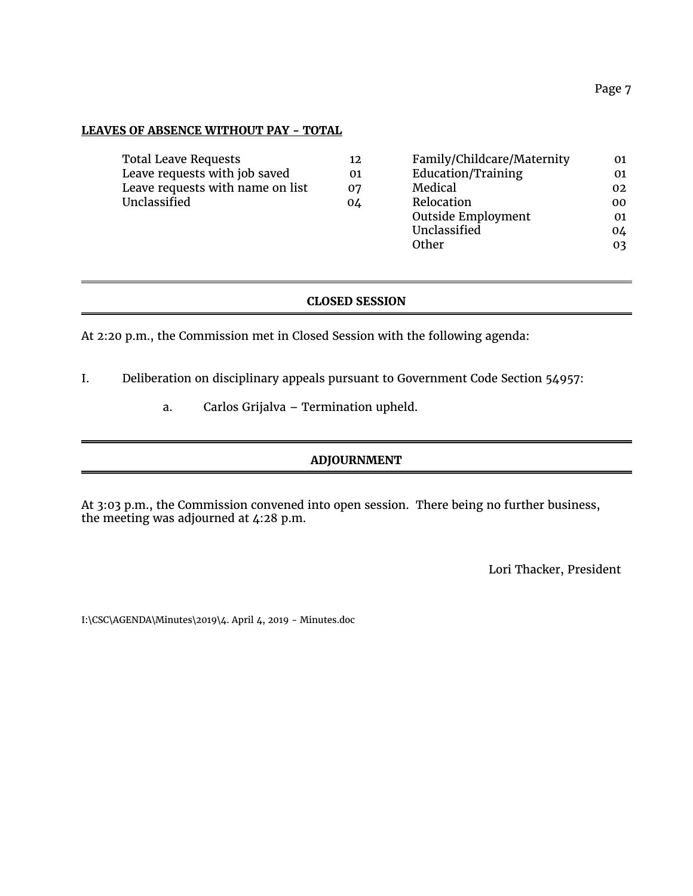**LEAVES OF ABSENCE WITHOUT PAY - TOTAL**

| | | | |
|---|---|---|---|
| Total Leave Requests | 12 | Family/Childcare/Maternity | 01 |
| Leave requests with job saved | 01 | Education/Training | 01 |
| Leave requests with name on list | 07 | Medical | 02 |
| Unclassified | 04 | Relocation | 00 |
| | | Outside Employment | 01 |
| | | Unclassified | 04 |
| | | Other | 03 |

---

**CLOSED SESSION**

At 2:20 p.m., the Commission met in Closed Session with the following agenda:

I. Deliberation on disciplinary appeals pursuant to Government Code Section 54957:

   a. Carlos Grijalva – Termination upheld.

---

**ADJOURNMENT**

At 3:03 p.m., the Commission convened into open session. There being no further business, the meeting was adjourned at 4:28 p.m.

Lori Thacker, President

I:\CSC\AGENDA\Minutes\2019\4. April 4, 2019 - Minutes.doc